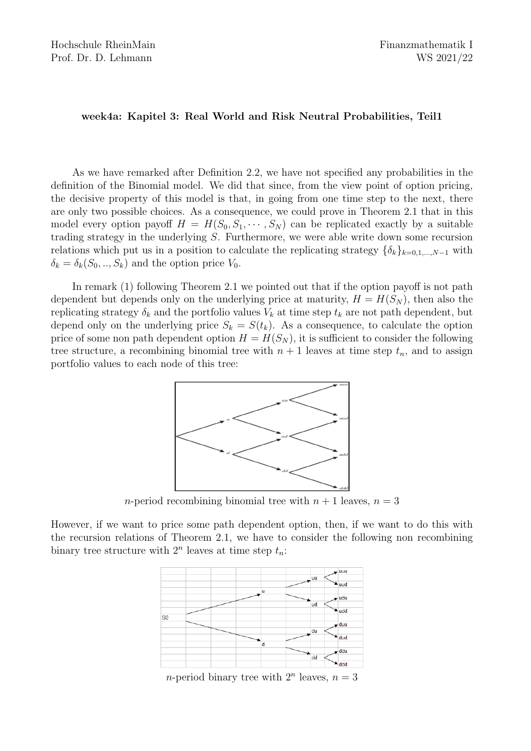**week4a: Kapitel 3: Real World and Risk Neutral Probabilities, Teil1**

As we have remarked after Definition 2.2, we have not specified any probabilities in the definition of the Binomial model. We did that since, from the view point of option pricing, the decisive property of this model is that, in going from one time step to the next, there are only two possible choices. As a consequence, we could prove in Theorem 2.1 that in this model every option payoff $H = H(S_0, S_1, \cdots, S_N)$ can be replicated exactly by a suitable trading strategy in the underlying $S$. Furthermore, we were able write down some recursion relations which put us in a position to calculate the replicating strategy $\{\delta_k\}_{k=0,1,...,N-1}$ with $\delta_k = \delta_k(S_0, .., S_k)$ and the option price $V_0$.

In remark (1) following Theorem 2.1 we pointed out that if the option payoff is not path dependent but depends only on the underlying price at maturity, $H = H(S_N)$, then also the replicating strategy $\delta_k$ and the portfolio values $V_k$ at time step $t_k$ are not path dependent, but depend only on the underlying price $S_k = S(t_k)$. As a consequence, to calculate the option price of some non path dependent option $H = H(S_N)$, it is sufficient to consider the following tree structure, a recombining binomial tree with $n + 1$ leaves at time step $t_n$, and to assign portfolio values to each node of this tree:

$n$-period recombining binomial tree with $n + 1$ leaves, $n = 3$

However, if we want to price some path dependent option, then, if we want to do this with the recursion relations of Theorem 2.1, we have to consider the following non recombining binary tree structure with $2^n$ leaves at time step $t_n$:

$n$-period binary tree with $2^n$ leaves, $n = 3$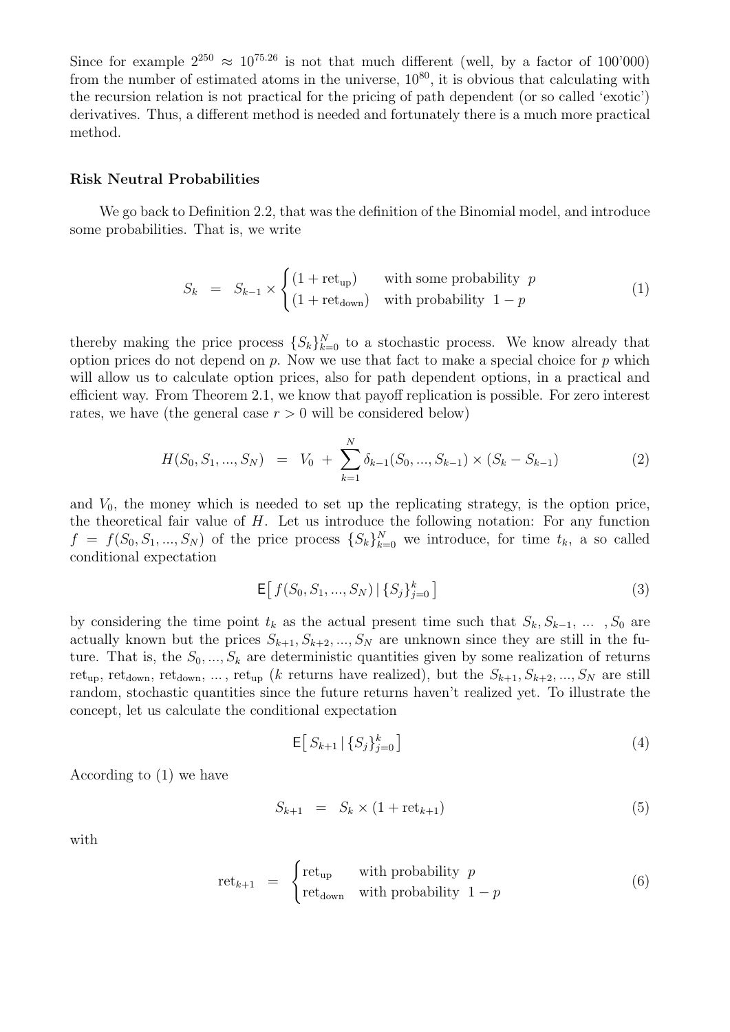Since for example $2^{250} \approx 10^{75.26}$ is not that much different (well, by a factor of 100'000) from the number of estimated atoms in the universe, $10^{80}$, it is obvious that calculating with the recursion relation is not practical for the pricing of path dependent (or so called 'exotic') derivatives. Thus, a different method is needed and fortunately there is a much more practical method.

**Risk Neutral Probabilities**

We go back to Definition 2.2, that was the definition of the Binomial model, and introduce some probabilities. That is, we write

$$S_k \;=\; S_{k-1} \times \begin{cases} (1+\mathrm{ret}_{\mathrm{up}}) & \text{with some probability } \; p \\ (1+\mathrm{ret}_{\mathrm{down}}) & \text{with probability } \; 1-p \end{cases} \tag{1}$$

thereby making the price process $\{S_k\}_{k=0}^N$ to a stochastic process. We know already that option prices do not depend on $p$. Now we use that fact to make a special choice for $p$ which will allow us to calculate option prices, also for path dependent options, in a practical and efficient way. From Theorem 2.1, we know that payoff replication is possible. For zero interest rates, we have (the general case $r > 0$ will be considered below)

$$H(S_0, S_1, ..., S_N) \;=\; V_0 \;+\; \sum_{k=1}^{N} \delta_{k-1}(S_0, ..., S_{k-1}) \times (S_k - S_{k-1}) \tag{2}$$

and $V_0$, the money which is needed to set up the replicating strategy, is the option price, the theoretical fair value of $H$. Let us introduce the following notation: For any function $f = f(S_0, S_1, ..., S_N)$ of the price process $\{S_k\}_{k=0}^N$ we introduce, for time $t_k$, a so called conditional expectation

$$\mathsf{E}\big[\, f(S_0, S_1, ..., S_N) \,|\, \{S_j\}_{j=0}^k \,\big] \tag{3}$$

by considering the time point $t_k$ as the actual present time such that $S_k, S_{k-1}, \ldots, S_0$ are actually known but the prices $S_{k+1}, S_{k+2}, ..., S_N$ are unknown since they are still in the future. That is, the $S_0, ..., S_k$ are deterministic quantities given by some realization of returns $\mathrm{ret}_{\mathrm{up}}$, $\mathrm{ret}_{\mathrm{down}}$, $\mathrm{ret}_{\mathrm{down}}$, ... , $\mathrm{ret}_{\mathrm{up}}$ ($k$ returns have realized), but the $S_{k+1}, S_{k+2}, ..., S_N$ are still random, stochastic quantities since the future returns haven't realized yet. To illustrate the concept, let us calculate the conditional expectation

$$\mathsf{E}\big[\, S_{k+1} \,|\, \{S_j\}_{j=0}^k \big] \tag{4}$$

According to (1) we have

$$S_{k+1} \;=\; S_k \times (1 + \mathrm{ret}_{k+1}) \tag{5}$$

with

$$\mathrm{ret}_{k+1} \;=\; \begin{cases} \mathrm{ret}_{\mathrm{up}} & \text{with probability } \; p \\ \mathrm{ret}_{\mathrm{down}} & \text{with probability } \; 1-p \end{cases} \tag{6}$$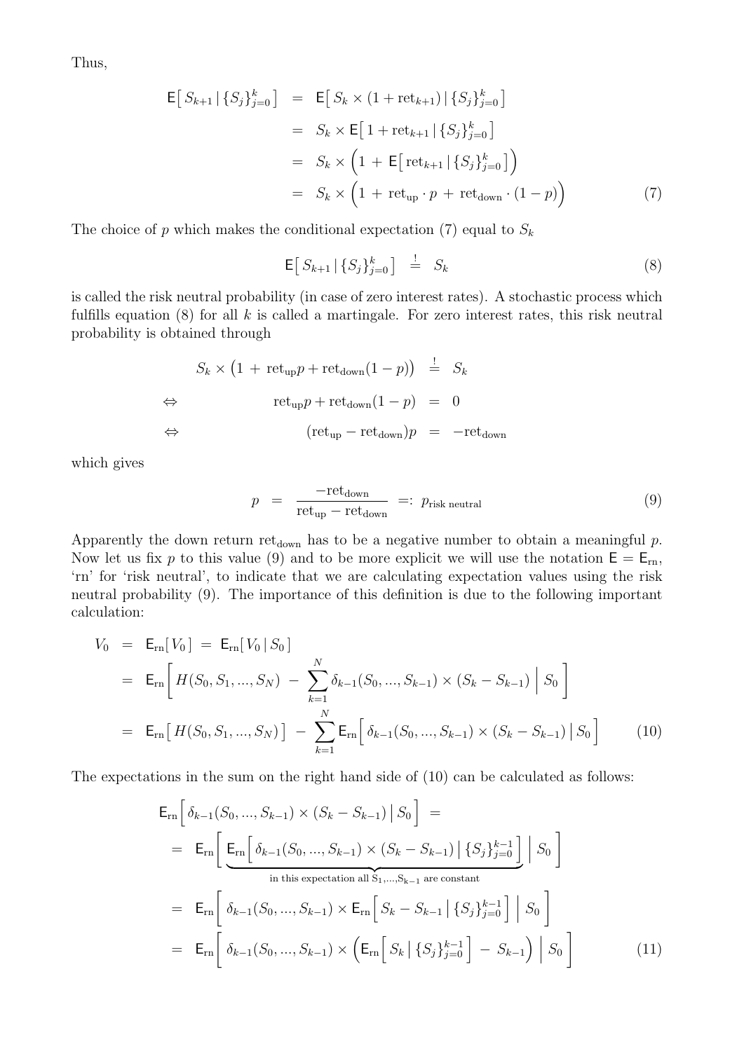Thus,

$$
\begin{aligned}
\mathsf{E}\big[\, S_{k+1} \,|\, \{S_j\}_{j=0}^k \,\big] &= \mathsf{E}\big[\, S_k \times (1 + \mathrm{ret}_{k+1}) \,|\, \{S_j\}_{j=0}^k \,\big] \\
&= S_k \times \mathsf{E}\big[\, 1 + \mathrm{ret}_{k+1} \,|\, \{S_j\}_{j=0}^k \,\big] \\
&= S_k \times \Big( 1 \,+\, \mathsf{E}\big[\, \mathrm{ret}_{k+1} \,|\, \{S_j\}_{j=0}^k \,\big] \Big) \\
&= S_k \times \Big( 1 \,+\, \mathrm{ret}_{\mathrm{up}} \cdot p \,+\, \mathrm{ret}_{\mathrm{down}} \cdot (1-p) \Big) \qquad (7)
\end{aligned}
$$

The choice of $p$ which makes the conditional expectation (7) equal to $S_k$

$$
\mathsf{E}\big[\, S_{k+1} \,|\, \{S_j\}_{j=0}^k \,\big] \;\stackrel{!}{=}\; S_k \qquad (8)
$$

is called the risk neutral probability (in case of zero interest rates). A stochastic process which fulfills equation (8) for all $k$ is called a martingale. For zero interest rates, this risk neutral probability is obtained through

$$
\begin{aligned}
& S_k \times \big(1 \,+\, \mathrm{ret}_{\mathrm{up}} p + \mathrm{ret}_{\mathrm{down}}(1-p)\big) \;\stackrel{!}{=}\; S_k \\
\Leftrightarrow \quad & \mathrm{ret}_{\mathrm{up}} p + \mathrm{ret}_{\mathrm{down}}(1-p) \;=\; 0 \\
\Leftrightarrow \quad & (\mathrm{ret}_{\mathrm{up}} - \mathrm{ret}_{\mathrm{down}}) p \;=\; -\mathrm{ret}_{\mathrm{down}}
\end{aligned}
$$

which gives

$$
p \;=\; \frac{-\mathrm{ret}_{\mathrm{down}}}{\mathrm{ret}_{\mathrm{up}} - \mathrm{ret}_{\mathrm{down}}} \;=:\; p_{\text{risk neutral}} \qquad (9)
$$

Apparently the down return $\mathrm{ret}_{\mathrm{down}}$ has to be a negative number to obtain a meaningful $p$. Now let us fix $p$ to this value (9) and to be more explicit we will use the notation $\mathsf{E} = \mathsf{E}_{\mathrm{rn}}$, 'rn' for 'risk neutral', to indicate that we are calculating expectation values using the risk neutral probability (9). The importance of this definition is due to the following important calculation:

$$
\begin{aligned}
V_0 &= \mathsf{E}_{\mathrm{rn}}[\, V_0 \,] \;=\; \mathsf{E}_{\mathrm{rn}}[\, V_0 \,|\, S_0 \,] \\
&= \mathsf{E}_{\mathrm{rn}}\bigg[\, H(S_0, S_1, ..., S_N) \;-\; \sum_{k=1}^{N} \delta_{k-1}(S_0, ..., S_{k-1}) \times (S_k - S_{k-1}) \;\Big|\; S_0 \,\bigg] \\
&= \mathsf{E}_{\mathrm{rn}}\big[\, H(S_0, S_1, ..., S_N) \,\big] \;-\; \sum_{k=1}^{N} \mathsf{E}_{\mathrm{rn}}\Big[\, \delta_{k-1}(S_0, ..., S_{k-1}) \times (S_k - S_{k-1}) \,\Big|\, S_0 \,\Big] \qquad (10)
\end{aligned}
$$

The expectations in the sum on the right hand side of (10) can be calculated as follows:

$$
\begin{aligned}
& \mathsf{E}_{\mathrm{rn}}\Big[\, \delta_{k-1}(S_0, ..., S_{k-1}) \times (S_k - S_{k-1}) \,\Big|\, S_0 \,\Big] \;= \\
&= \mathsf{E}_{\mathrm{rn}}\bigg[\, \underbrace{\mathsf{E}_{\mathrm{rn}}\Big[\, \delta_{k-1}(S_0, ..., S_{k-1}) \times (S_k - S_{k-1}) \,\Big|\, \{S_j\}_{j=0}^{k-1} \,\Big]}_{\text{in this expectation all } S_1,...,S_{k-1} \text{ are constant}} \;\Big|\; S_0 \,\bigg] \\
&= \mathsf{E}_{\mathrm{rn}}\bigg[\, \delta_{k-1}(S_0, ..., S_{k-1}) \times \mathsf{E}_{\mathrm{rn}}\Big[\, S_k - S_{k-1} \,\Big|\, \{S_j\}_{j=0}^{k-1} \,\Big] \;\Big|\; S_0 \,\bigg] \\
&= \mathsf{E}_{\mathrm{rn}}\bigg[\, \delta_{k-1}(S_0, ..., S_{k-1}) \times \Big( \mathsf{E}_{\mathrm{rn}}\Big[\, S_k \,\Big|\, \{S_j\}_{j=0}^{k-1} \,\Big] \;-\; S_{k-1} \Big) \;\Big|\; S_0 \,\bigg] \qquad (11)
\end{aligned}
$$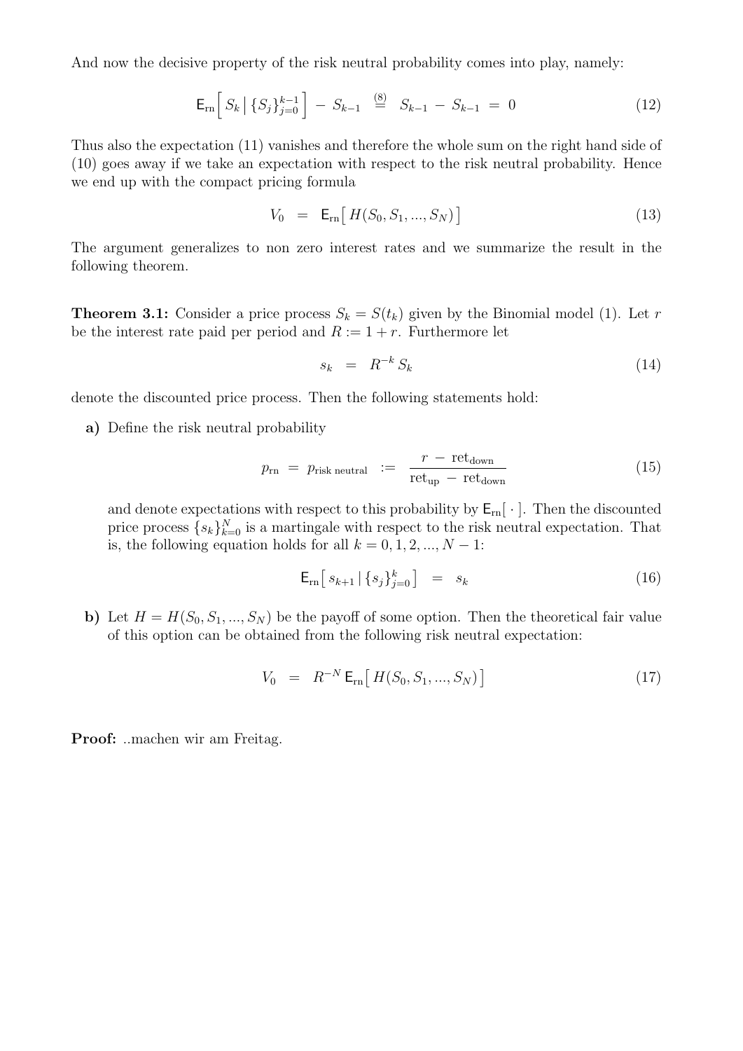And now the decisive property of the risk neutral probability comes into play, namely:

$$\mathsf{E}_{\text{rn}}\Big[\, S_k \,\Big|\, \{S_j\}_{j=0}^{k-1} \Big] \;-\; S_{k-1} \;\overset{(8)}{=}\; S_{k-1} \;-\; S_{k-1} \;=\; 0 \tag{12}$$

Thus also the expectation (11) vanishes and therefore the whole sum on the right hand side of (10) goes away if we take an expectation with respect to the risk neutral probability. Hence we end up with the compact pricing formula

$$V_0 \;\;=\;\; \mathsf{E}_{\text{rn}}\big[\, H(S_0, S_1, ..., S_N) \,\big] \tag{13}$$

The argument generalizes to non zero interest rates and we summarize the result in the following theorem.

**Theorem 3.1:** Consider a price process $S_k = S(t_k)$ given by the Binomial model (1). Let $r$ be the interest rate paid per period and $R := 1 + r$. Furthermore let

$$s_k \;\;=\;\; R^{-k}\, S_k \tag{14}$$

denote the discounted price process. Then the following statements hold:

**a)** Define the risk neutral probability

$$p_{\text{rn}} \;=\; p_{\text{risk neutral}} \;\;:=\;\; \frac{r \;-\; \text{ret}_{\text{down}}}{\text{ret}_{\text{up}} \;-\; \text{ret}_{\text{down}}} \tag{15}$$

and denote expectations with respect to this probability by $\mathsf{E}_{\text{rn}}[\,\cdot\,]$. Then the discounted price process $\{s_k\}_{k=0}^{N}$ is a martingale with respect to the risk neutral expectation. That is, the following equation holds for all $k = 0, 1, 2, ..., N-1$:

$$\mathsf{E}_{\text{rn}}\big[\, s_{k+1} \,|\, \{s_j\}_{j=0}^{k} \big] \;\;=\;\; s_k \tag{16}$$

**b)** Let $H = H(S_0, S_1, ..., S_N)$ be the payoff of some option. Then the theoretical fair value of this option can be obtained from the following risk neutral expectation:

$$V_0 \;\;=\;\; R^{-N}\, \mathsf{E}_{\text{rn}}\big[\, H(S_0, S_1, ..., S_N) \,\big] \tag{17}$$

**Proof:** ..machen wir am Freitag.